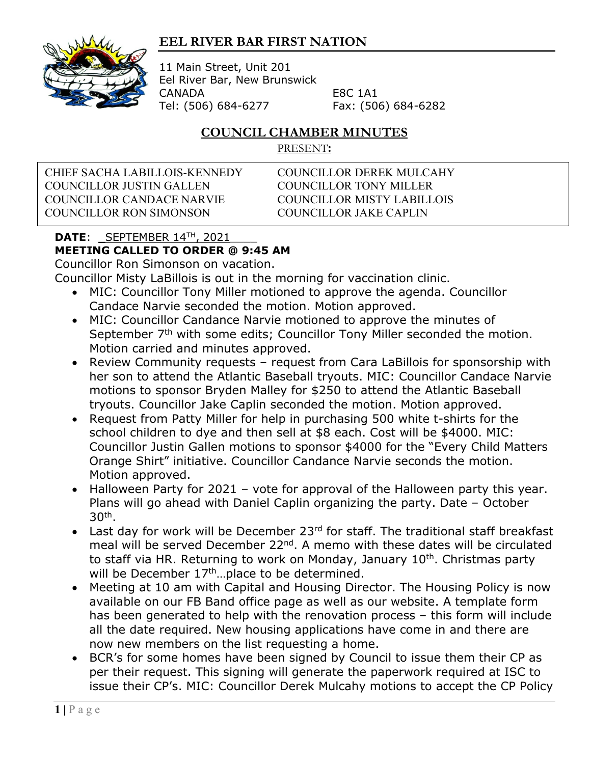# EEL RIVER BAR FIRST NATION

11 Main Street, Unit 201
Eel River Bar, New Brunswick
CANADA E8C 1A1
Tel: (506) 684-6277 Fax: (506) 684-6282

## COUNCIL CHAMBER MINUTES

PRESENT:

| | |
|---|---|
| CHIEF SACHA LABILLOIS-KENNEDY | COUNCILLOR DEREK MULCAHY |
| COUNCILLOR JUSTIN GALLEN | COUNCILLOR TONY MILLER |
| COUNCILLOR CANDACE NARVIE | COUNCILLOR MISTY LABILLOIS |
| COUNCILLOR RON SIMONSON | COUNCILLOR JAKE CAPLIN |

**DATE**: _SEPTEMBER 14TH, 2021____

**MEETING CALLED TO ORDER @ 9:45 AM**

Councillor Ron Simonson on vacation.

Councillor Misty LaBillois is out in the morning for vaccination clinic.

- MIC: Councillor Tony Miller motioned to approve the agenda. Councillor Candace Narvie seconded the motion. Motion approved.
- MIC: Councillor Candance Narvie motioned to approve the minutes of September 7th with some edits; Councillor Tony Miller seconded the motion. Motion carried and minutes approved.
- Review Community requests – request from Cara LaBillois for sponsorship with her son to attend the Atlantic Baseball tryouts. MIC: Councillor Candace Narvie motions to sponsor Bryden Malley for $250 to attend the Atlantic Baseball tryouts. Councillor Jake Caplin seconded the motion. Motion approved.
- Request from Patty Miller for help in purchasing 500 white t-shirts for the school children to dye and then sell at $8 each. Cost will be $4000. MIC: Councillor Justin Gallen motions to sponsor $4000 for the "Every Child Matters Orange Shirt" initiative. Councillor Candance Narvie seconds the motion. Motion approved.
- Halloween Party for 2021 – vote for approval of the Halloween party this year. Plans will go ahead with Daniel Caplin organizing the party. Date – October 30th.
- Last day for work will be December 23rd for staff. The traditional staff breakfast meal will be served December 22nd. A memo with these dates will be circulated to staff via HR. Returning to work on Monday, January 10th. Christmas party will be December 17th…place to be determined.
- Meeting at 10 am with Capital and Housing Director. The Housing Policy is now available on our FB Band office page as well as our website. A template form has been generated to help with the renovation process – this form will include all the date required. New housing applications have come in and there are now new members on the list requesting a home.
- BCR's for some homes have been signed by Council to issue them their CP as per their request. This signing will generate the paperwork required at ISC to issue their CP's. MIC: Councillor Derek Mulcahy motions to accept the CP Policy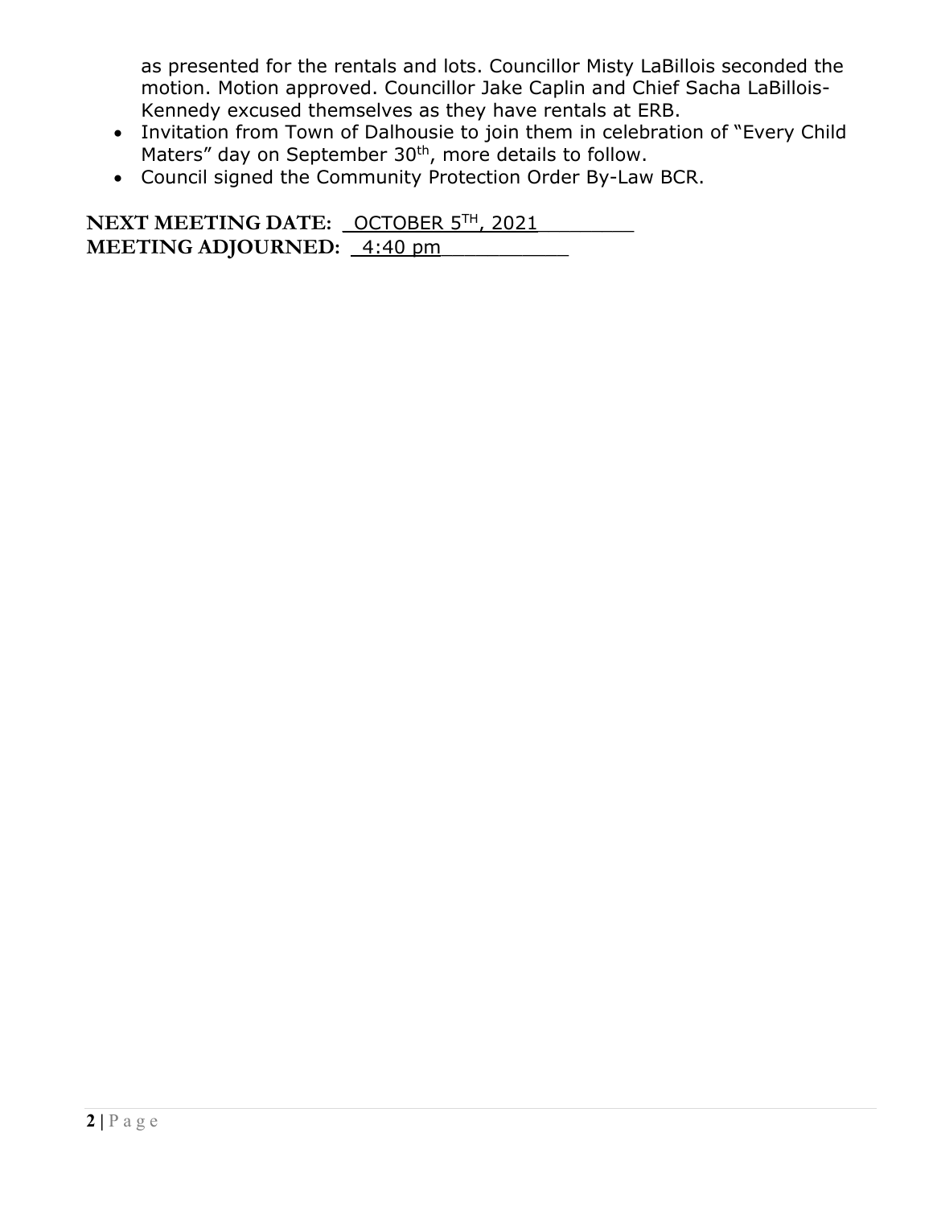as presented for the rentals and lots. Councillor Misty LaBillois seconded the motion. Motion approved. Councillor Jake Caplin and Chief Sacha LaBillois-Kennedy excused themselves as they have rentals at ERB.

- Invitation from Town of Dalhousie to join them in celebration of "Every Child Maters" day on September 30th, more details to follow.
- Council signed the Community Protection Order By-Law BCR.

**NEXT MEETING DATE:** OCTOBER 5TH, 2021

**MEETING ADJOURNED:** 4:40 pm